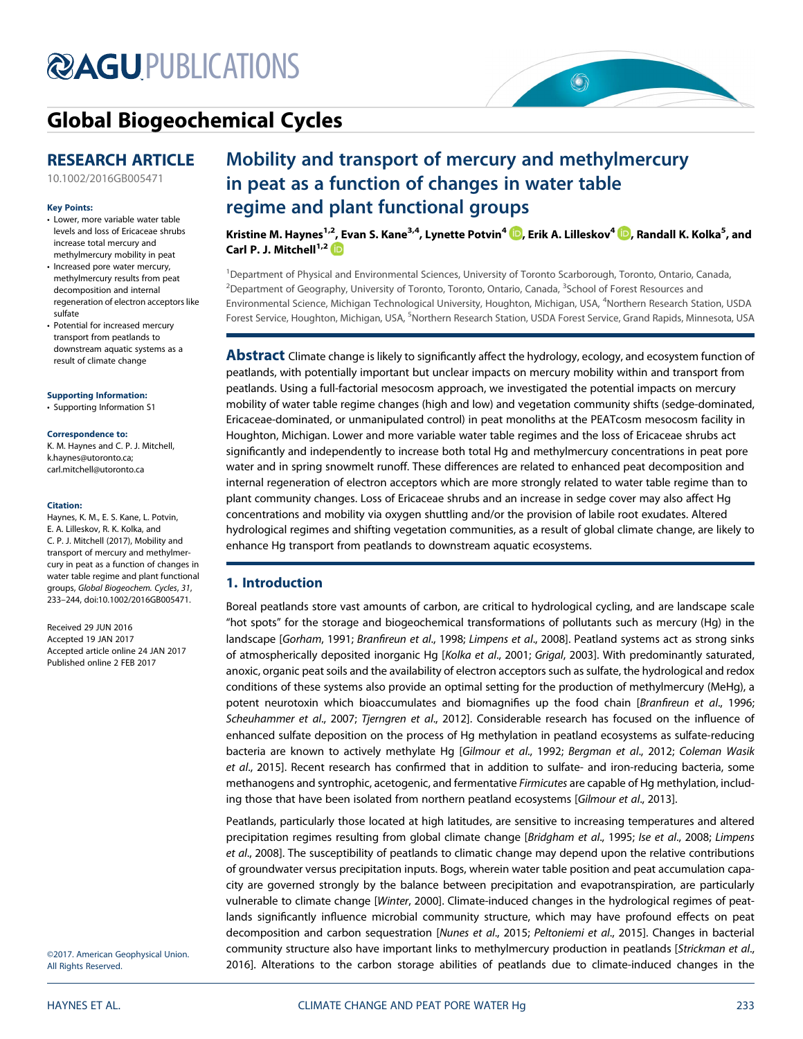# Global Biogeochemical Cycles

## RESEARCH ARTICLE

10.1002/2016GB005471

**Key Points:**

- Lower, more variable water table levels and loss of Ericaceae shrubs increase total mercury and methylmercury mobility in peat
- Increased pore water mercury, methylmercury results from peat decomposition and internal regeneration of electron acceptors like sulfate
- Potential for increased mercury transport from peatlands to downstream aquatic systems as a result of climate change

**Supporting Information:**

- Supporting Information S1

**Correspondence to:**

K. M. Haynes and C. P. J. Mitchell,
k.haynes@utoronto.ca;
carl.mitchell@utoronto.ca

**Citation:**

Haynes, K. M., E. S. Kane, L. Potvin, E. A. Lilleskov, R. K. Kolka, and C. P. J. Mitchell (2017), Mobility and transport of mercury and methylmercury in peat as a function of changes in water table regime and plant functional groups, *Global Biogeochem. Cycles*, *31*, 233–244, doi:10.1002/2016GB005471.

Received 29 JUN 2016
Accepted 19 JAN 2017
Accepted article online 24 JAN 2017
Published online 2 FEB 2017

©2017. American Geophysical Union. All Rights Reserved.

# Mobility and transport of mercury and methylmercury in peat as a function of changes in water table regime and plant functional groups

**Kristine M. Haynes[1,2], Evan S. Kane[3,4], Lynette Potvin[4], Erik A. Lilleskov[4], Randall K. Kolka[5], and Carl P. J. Mitchell[1,2]**

[1]Department of Physical and Environmental Sciences, University of Toronto Scarborough, Toronto, Ontario, Canada, [2]Department of Geography, University of Toronto, Toronto, Ontario, Canada, [3]School of Forest Resources and Environmental Science, Michigan Technological University, Houghton, Michigan, USA, [4]Northern Research Station, USDA Forest Service, Houghton, Michigan, USA, [5]Northern Research Station, USDA Forest Service, Grand Rapids, Minnesota, USA

**Abstract** Climate change is likely to significantly affect the hydrology, ecology, and ecosystem function of peatlands, with potentially important but unclear impacts on mercury mobility within and transport from peatlands. Using a full-factorial mesocosm approach, we investigated the potential impacts on mercury mobility of water table regime changes (high and low) and vegetation community shifts (sedge-dominated, Ericaceae-dominated, or unmanipulated control) in peat monoliths at the PEATcosm mesocosm facility in Houghton, Michigan. Lower and more variable water table regimes and the loss of Ericaceae shrubs act significantly and independently to increase both total Hg and methylmercury concentrations in peat pore water and in spring snowmelt runoff. These differences are related to enhanced peat decomposition and internal regeneration of electron acceptors which are more strongly related to water table regime than to plant community changes. Loss of Ericaceae shrubs and an increase in sedge cover may also affect Hg concentrations and mobility via oxygen shuttling and/or the provision of labile root exudates. Altered hydrological regimes and shifting vegetation communities, as a result of global climate change, are likely to enhance Hg transport from peatlands to downstream aquatic ecosystems.

## 1. Introduction

Boreal peatlands store vast amounts of carbon, are critical to hydrological cycling, and are landscape scale "hot spots" for the storage and biogeochemical transformations of pollutants such as mercury (Hg) in the landscape [*Gorham*, 1991; *Branfireun et al.*, 1998; *Limpens et al.*, 2008]. Peatland systems act as strong sinks of atmospherically deposited inorganic Hg [*Kolka et al.*, 2001; *Grigal*, 2003]. With predominantly saturated, anoxic, organic peat soils and the availability of electron acceptors such as sulfate, the hydrological and redox conditions of these systems also provide an optimal setting for the production of methylmercury (MeHg), a potent neurotoxin which bioaccumulates and biomagnifies up the food chain [*Branfireun et al.*, 1996; *Scheuhammer et al.*, 2007; *Tjerngren et al.*, 2012]. Considerable research has focused on the influence of enhanced sulfate deposition on the process of Hg methylation in peatland ecosystems as sulfate-reducing bacteria are known to actively methylate Hg [*Gilmour et al.*, 1992; *Bergman et al.*, 2012; *Coleman Wasik et al.*, 2015]. Recent research has confirmed that in addition to sulfate- and iron-reducing bacteria, some methanogens and syntrophic, acetogenic, and fermentative *Firmicutes* are capable of Hg methylation, including those that have been isolated from northern peatland ecosystems [*Gilmour et al.*, 2013].

Peatlands, particularly those located at high latitudes, are sensitive to increasing temperatures and altered precipitation regimes resulting from global climate change [*Bridgham et al.*, 1995; *Ise et al.*, 2008; *Limpens et al.*, 2008]. The susceptibility of peatlands to climatic change may depend upon the relative contributions of groundwater versus precipitation inputs. Bogs, wherein water table position and peat accumulation capacity are governed strongly by the balance between precipitation and evapotranspiration, are particularly vulnerable to climate change [*Winter*, 2000]. Climate-induced changes in the hydrological regimes of peatlands significantly influence microbial community structure, which may have profound effects on peat decomposition and carbon sequestration [*Nunes et al.*, 2015; *Peltoniemi et al.*, 2015]. Changes in bacterial community structure also have important links to methylmercury production in peatlands [*Strickman et al.*, 2016]. Alterations to the carbon storage abilities of peatlands due to climate-induced changes in the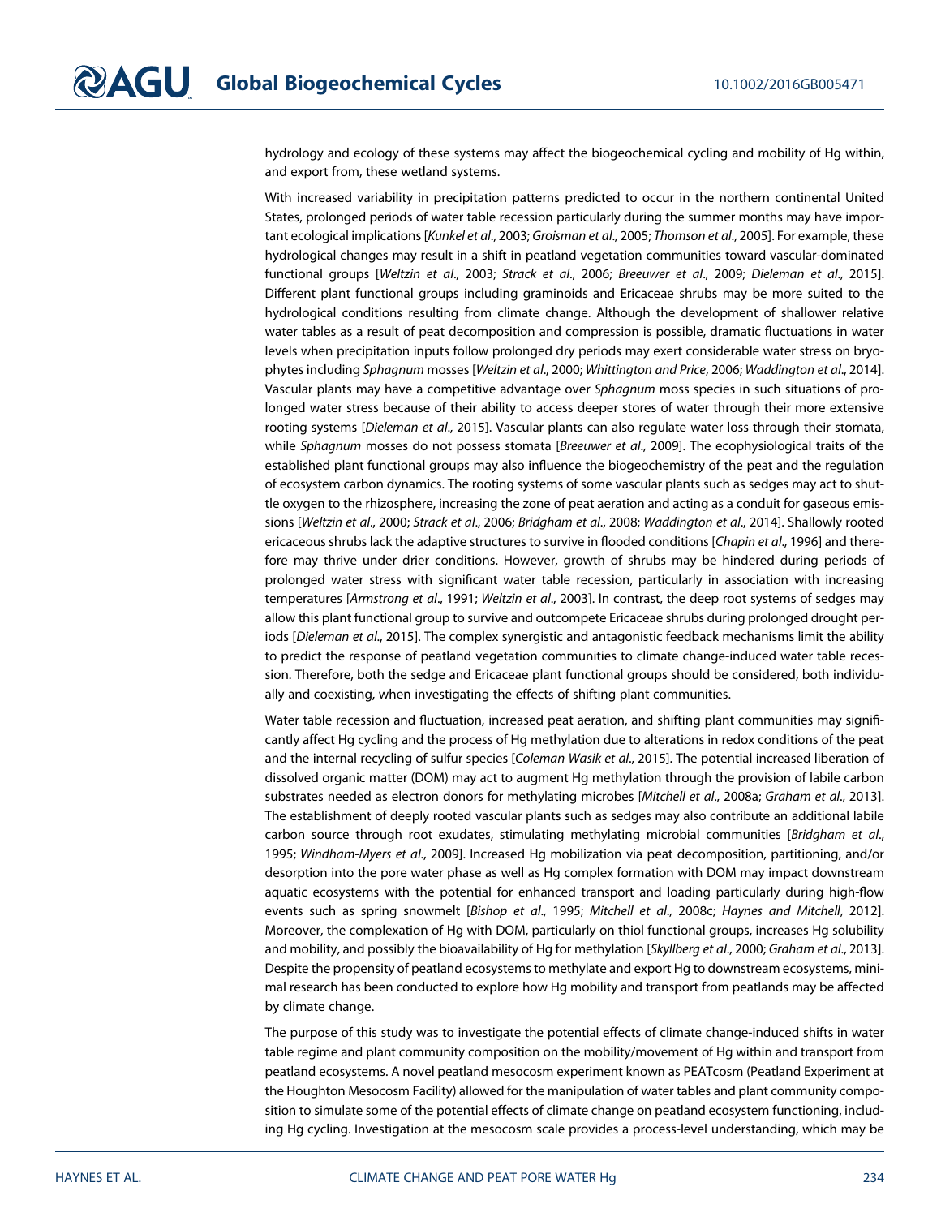hydrology and ecology of these systems may affect the biogeochemical cycling and mobility of Hg within, and export from, these wetland systems.

With increased variability in precipitation patterns predicted to occur in the northern continental United States, prolonged periods of water table recession particularly during the summer months may have important ecological implications [*Kunkel et al*., 2003; *Groisman et al*., 2005; *Thomson et al*., 2005]. For example, these hydrological changes may result in a shift in peatland vegetation communities toward vascular-dominated functional groups [*Weltzin et al*., 2003; *Strack et al*., 2006; *Breeuwer et al*., 2009; *Dieleman et al*., 2015]. Different plant functional groups including graminoids and Ericaceae shrubs may be more suited to the hydrological conditions resulting from climate change. Although the development of shallower relative water tables as a result of peat decomposition and compression is possible, dramatic fluctuations in water levels when precipitation inputs follow prolonged dry periods may exert considerable water stress on bryophytes including *Sphagnum* mosses [*Weltzin et al*., 2000; *Whittington and Price*, 2006; *Waddington et al*., 2014]. Vascular plants may have a competitive advantage over *Sphagnum* moss species in such situations of prolonged water stress because of their ability to access deeper stores of water through their more extensive rooting systems [*Dieleman et al*., 2015]. Vascular plants can also regulate water loss through their stomata, while *Sphagnum* mosses do not possess stomata [*Breeuwer et al*., 2009]. The ecophysiological traits of the established plant functional groups may also influence the biogeochemistry of the peat and the regulation of ecosystem carbon dynamics. The rooting systems of some vascular plants such as sedges may act to shuttle oxygen to the rhizosphere, increasing the zone of peat aeration and acting as a conduit for gaseous emissions [*Weltzin et al*., 2000; *Strack et al*., 2006; *Bridgham et al*., 2008; *Waddington et al*., 2014]. Shallowly rooted ericaceous shrubs lack the adaptive structures to survive in flooded conditions [*Chapin et al*., 1996] and therefore may thrive under drier conditions. However, growth of shrubs may be hindered during periods of prolonged water stress with significant water table recession, particularly in association with increasing temperatures [*Armstrong et al*., 1991; *Weltzin et al*., 2003]. In contrast, the deep root systems of sedges may allow this plant functional group to survive and outcompete Ericaceae shrubs during prolonged drought periods [*Dieleman et al*., 2015]. The complex synergistic and antagonistic feedback mechanisms limit the ability to predict the response of peatland vegetation communities to climate change-induced water table recession. Therefore, both the sedge and Ericaceae plant functional groups should be considered, both individually and coexisting, when investigating the effects of shifting plant communities.

Water table recession and fluctuation, increased peat aeration, and shifting plant communities may significantly affect Hg cycling and the process of Hg methylation due to alterations in redox conditions of the peat and the internal recycling of sulfur species [*Coleman Wasik et al*., 2015]. The potential increased liberation of dissolved organic matter (DOM) may act to augment Hg methylation through the provision of labile carbon substrates needed as electron donors for methylating microbes [*Mitchell et al*., 2008a; *Graham et al*., 2013]. The establishment of deeply rooted vascular plants such as sedges may also contribute an additional labile carbon source through root exudates, stimulating methylating microbial communities [*Bridgham et al*., 1995; *Windham-Myers et al*., 2009]. Increased Hg mobilization via peat decomposition, partitioning, and/or desorption into the pore water phase as well as Hg complex formation with DOM may impact downstream aquatic ecosystems with the potential for enhanced transport and loading particularly during high-flow events such as spring snowmelt [*Bishop et al*., 1995; *Mitchell et al*., 2008c; *Haynes and Mitchell*, 2012]. Moreover, the complexation of Hg with DOM, particularly on thiol functional groups, increases Hg solubility and mobility, and possibly the bioavailability of Hg for methylation [*Skyllberg et al*., 2000; *Graham et al*., 2013]. Despite the propensity of peatland ecosystems to methylate and export Hg to downstream ecosystems, minimal research has been conducted to explore how Hg mobility and transport from peatlands may be affected by climate change.

The purpose of this study was to investigate the potential effects of climate change-induced shifts in water table regime and plant community composition on the mobility/movement of Hg within and transport from peatland ecosystems. A novel peatland mesocosm experiment known as PEATcosm (Peatland Experiment at the Houghton Mesocosm Facility) allowed for the manipulation of water tables and plant community composition to simulate some of the potential effects of climate change on peatland ecosystem functioning, including Hg cycling. Investigation at the mesocosm scale provides a process-level understanding, which may be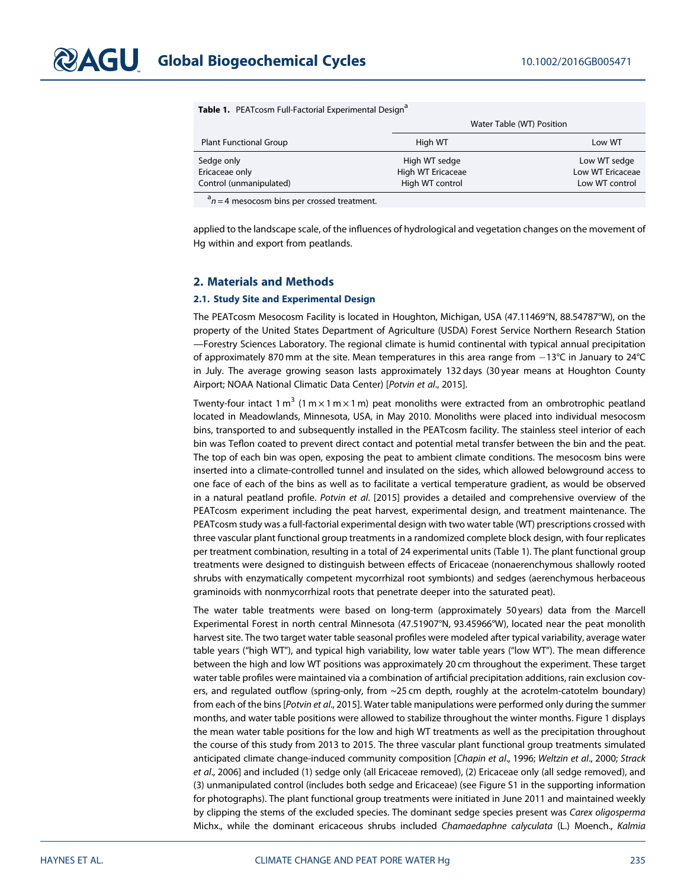**Table 1.** PEATcosm Full-Factorial Experimental Design[a]

| Plant Functional Group | Water Table (WT) Position | |
|---|---|---|
| | High WT | Low WT |
| Sedge only | High WT sedge | Low WT sedge |
| Ericaceae only | High WT Ericaceae | Low WT Ericaceae |
| Control (unmanipulated) | High WT control | Low WT control |

[a] $n = 4$ mesocosm bins per crossed treatment.

applied to the landscape scale, of the influences of hydrological and vegetation changes on the movement of Hg within and export from peatlands.

## 2. Materials and Methods

### 2.1. Study Site and Experimental Design

The PEATcosm Mesocosm Facility is located in Houghton, Michigan, USA (47.11469°N, 88.54787°W), on the property of the United States Department of Agriculture (USDA) Forest Service Northern Research Station —Forestry Sciences Laboratory. The regional climate is humid continental with typical annual precipitation of approximately 870 mm at the site. Mean temperatures in this area range from −13°C in January to 24°C in July. The average growing season lasts approximately 132 days (30 year means at Houghton County Airport; NOAA National Climatic Data Center) [*Potvin et al*., 2015].

Twenty-four intact 1 $m^3$ (1 m × 1 m × 1 m) peat monoliths were extracted from an ombrotrophic peatland located in Meadowlands, Minnesota, USA, in May 2010. Monoliths were placed into individual mesocosm bins, transported to and subsequently installed in the PEATcosm facility. The stainless steel interior of each bin was Teflon coated to prevent direct contact and potential metal transfer between the bin and the peat. The top of each bin was open, exposing the peat to ambient climate conditions. The mesocosm bins were inserted into a climate-controlled tunnel and insulated on the sides, which allowed belowground access to one face of each of the bins as well as to facilitate a vertical temperature gradient, as would be observed in a natural peatland profile. *Potvin et al*. [2015] provides a detailed and comprehensive overview of the PEATcosm experiment including the peat harvest, experimental design, and treatment maintenance. The PEATcosm study was a full-factorial experimental design with two water table (WT) prescriptions crossed with three vascular plant functional group treatments in a randomized complete block design, with four replicates per treatment combination, resulting in a total of 24 experimental units (Table 1). The plant functional group treatments were designed to distinguish between effects of Ericaceae (nonaerenchymous shallowly rooted shrubs with enzymatically competent mycorrhizal root symbionts) and sedges (aerenchymous herbaceous graminoids with nonmycorrhizal roots that penetrate deeper into the saturated peat).

The water table treatments were based on long-term (approximately 50 years) data from the Marcell Experimental Forest in north central Minnesota (47.51907°N, 93.45966°W), located near the peat monolith harvest site. The two target water table seasonal profiles were modeled after typical variability, average water table years ("high WT"), and typical high variability, low water table years ("low WT"). The mean difference between the high and low WT positions was approximately 20 cm throughout the experiment. These target water table profiles were maintained via a combination of artificial precipitation additions, rain exclusion covers, and regulated outflow (spring-only, from ~25 cm depth, roughly at the acrotelm-catotelm boundary) from each of the bins [*Potvin et al*., 2015]. Water table manipulations were performed only during the summer months, and water table positions were allowed to stabilize throughout the winter months. Figure 1 displays the mean water table positions for the low and high WT treatments as well as the precipitation throughout the course of this study from 2013 to 2015. The three vascular plant functional group treatments simulated anticipated climate change-induced community composition [*Chapin et al*., 1996; *Weltzin et al*., 2000; *Strack et al*., 2006] and included (1) sedge only (all Ericaceae removed), (2) Ericaceae only (all sedge removed), and (3) unmanipulated control (includes both sedge and Ericaceae) (see Figure S1 in the supporting information for photographs). The plant functional group treatments were initiated in June 2011 and maintained weekly by clipping the stems of the excluded species. The dominant sedge species present was *Carex oligosperma* Michx., while the dominant ericaceous shrubs included *Chamaedaphne calyculata* (L.) Moench., *Kalmia*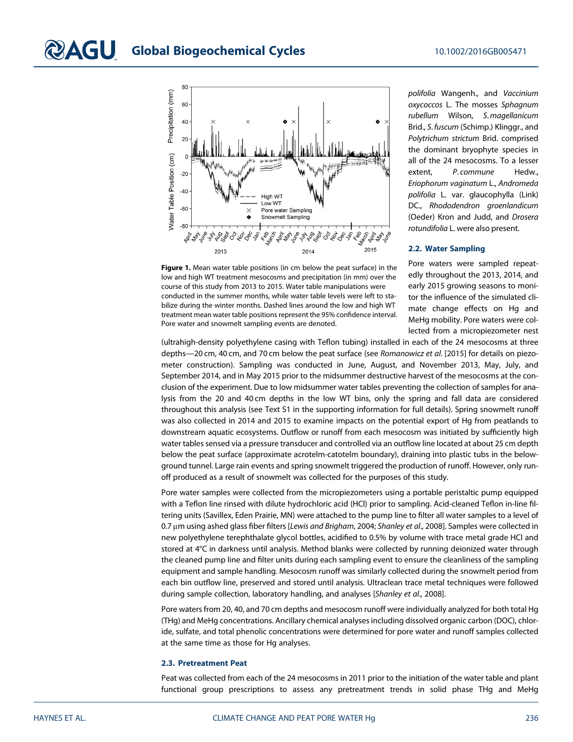**Figure 1.** Mean water table positions (in cm below the peat surface) in the low and high WT treatment mesocosms and precipitation (in mm) over the course of this study from 2013 to 2015. Water table manipulations were conducted in the summer months, while water table levels were left to stabilize during the winter months. Dashed lines around the low and high WT treatment mean water table positions represent the 95% confidence interval. Pore water and snowmelt sampling events are denoted.

*polifolia* Wangenh., and *Vaccinium oxycoccos* L. The mosses *Sphagnum rubellum* Wilson, *S. magellanicum* Brid., *S. fuscum* (Schimp.) Klinggr., and *Polytrichum strictum* Brid. comprised the dominant bryophyte species in all of the 24 mesocosms. To a lesser extent, *P. commune* Hedw., *Eriophorum vaginatum* L., *Andromeda polifolia* L. var. glaucophylla (Link) DC., *Rhododendron groenlandicum* (Oeder) Kron and Judd, and *Drosera rotundifolia* L. were also present.

## 2.2. Water Sampling

Pore waters were sampled repeatedly throughout the 2013, 2014, and early 2015 growing seasons to monitor the influence of the simulated climate change effects on Hg and MeHg mobility. Pore waters were collected from a micropiezometer nest (ultrahigh-density polyethylene casing with Teflon tubing) installed in each of the 24 mesocosms at three depths—20 cm, 40 cm, and 70 cm below the peat surface (see *Romanowicz et al.* [2015] for details on piezometer construction). Sampling was conducted in June, August, and November 2013, May, July, and September 2014, and in May 2015 prior to the midsummer destructive harvest of the mesocosms at the conclusion of the experiment. Due to low midsummer water tables preventing the collection of samples for analysis from the 20 and 40 cm depths in the low WT bins, only the spring and fall data are considered throughout this analysis (see Text S1 in the supporting information for full details). Spring snowmelt runoff was also collected in 2014 and 2015 to examine impacts on the potential export of Hg from peatlands to downstream aquatic ecosystems. Outflow or runoff from each mesocosm was initiated by sufficiently high water tables sensed via a pressure transducer and controlled via an outflow line located at about 25 cm depth below the peat surface (approximate acrotelm-catotelm boundary), draining into plastic tubs in the belowground tunnel. Large rain events and spring snowmelt triggered the production of runoff. However, only runoff produced as a result of snowmelt was collected for the purposes of this study.

Pore water samples were collected from the micropiezometers using a portable peristaltic pump equipped with a Teflon line rinsed with dilute hydrochloric acid (HCl) prior to sampling. Acid-cleaned Teflon in-line filtering units (Savillex, Eden Prairie, MN) were attached to the pump line to filter all water samples to a level of 0.7 μm using ashed glass fiber filters [*Lewis and Brigham*, 2004; *Shanley et al.*, 2008]. Samples were collected in new polyethylene terephthalate glycol bottles, acidified to 0.5% by volume with trace metal grade HCl and stored at 4°C in darkness until analysis. Method blanks were collected by running deionized water through the cleaned pump line and filter units during each sampling event to ensure the cleanliness of the sampling equipment and sample handling. Mesocosm runoff was similarly collected during the snowmelt period from each bin outflow line, preserved and stored until analysis. Ultraclean trace metal techniques were followed during sample collection, laboratory handling, and analyses [*Shanley et al.*, 2008].

Pore waters from 20, 40, and 70 cm depths and mesocosm runoff were individually analyzed for both total Hg (THg) and MeHg concentrations. Ancillary chemical analyses including dissolved organic carbon (DOC), chloride, sulfate, and total phenolic concentrations were determined for pore water and runoff samples collected at the same time as those for Hg analyses.

## 2.3. Pretreatment Peat

Peat was collected from each of the 24 mesocosms in 2011 prior to the initiation of the water table and plant functional group prescriptions to assess any pretreatment trends in solid phase THg and MeHg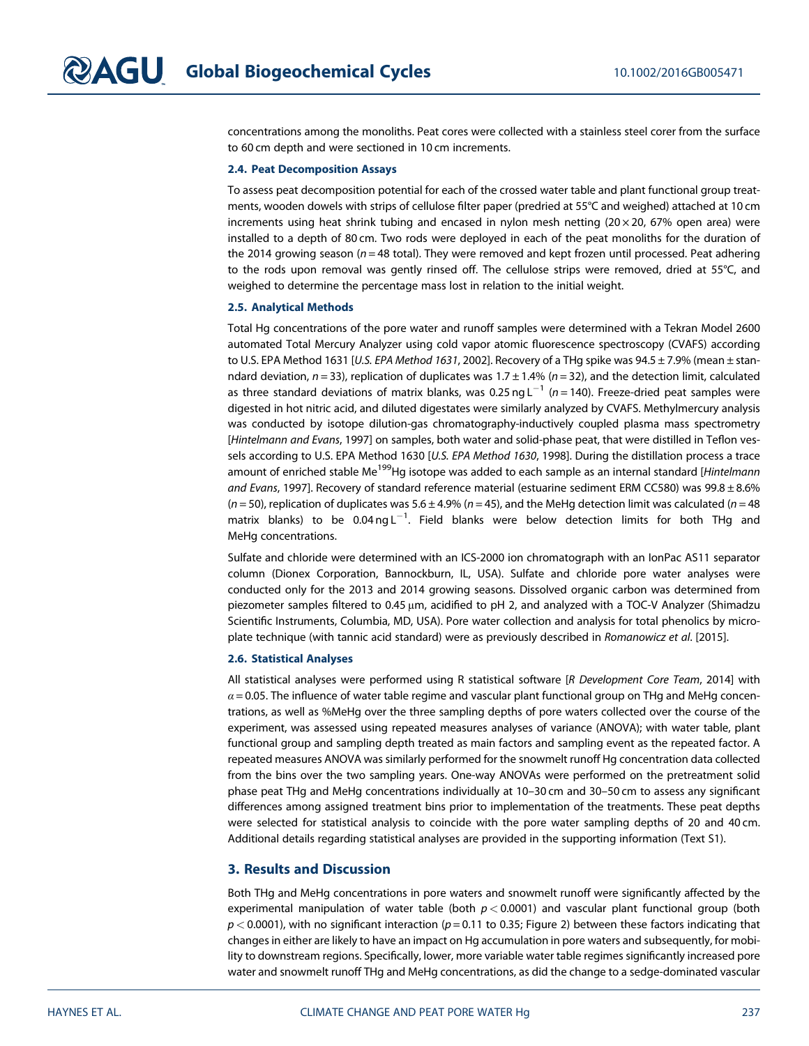concentrations among the monoliths. Peat cores were collected with a stainless steel corer from the surface to 60 cm depth and were sectioned in 10 cm increments.

### 2.4. Peat Decomposition Assays

To assess peat decomposition potential for each of the crossed water table and plant functional group treatments, wooden dowels with strips of cellulose filter paper (predried at 55°C and weighed) attached at 10 cm increments using heat shrink tubing and encased in nylon mesh netting (20 × 20, 67% open area) were installed to a depth of 80 cm. Two rods were deployed in each of the peat monoliths for the duration of the 2014 growing season ($n = 48$ total). They were removed and kept frozen until processed. Peat adhering to the rods upon removal was gently rinsed off. The cellulose strips were removed, dried at 55°C, and weighed to determine the percentage mass lost in relation to the initial weight.

### 2.5. Analytical Methods

Total Hg concentrations of the pore water and runoff samples were determined with a Tekran Model 2600 automated Total Mercury Analyzer using cold vapor atomic fluorescence spectroscopy (CVAFS) according to U.S. EPA Method 1631 [*U.S. EPA Method 1631*, 2002]. Recovery of a THg spike was 94.5 ± 7.9% (mean ± standard deviation, $n = 33$), replication of duplicates was 1.7 ± 1.4% ($n = 32$), and the detection limit, calculated as three standard deviations of matrix blanks, was 0.25 ng $L^{-1}$ ($n = 140$). Freeze-dried peat samples were digested in hot nitric acid, and diluted digestates were similarly analyzed by CVAFS. Methylmercury analysis was conducted by isotope dilution-gas chromatography-inductively coupled plasma mass spectrometry [*Hintelmann and Evans*, 1997] on samples, both water and solid-phase peat, that were distilled in Teflon vessels according to U.S. EPA Method 1630 [*U.S. EPA Method 1630*, 1998]. During the distillation process a trace amount of enriched stable $Me^{199}Hg$ isotope was added to each sample as an internal standard [*Hintelmann and Evans*, 1997]. Recovery of standard reference material (estuarine sediment ERM CC580) was 99.8 ± 8.6% ($n = 50$), replication of duplicates was 5.6 ± 4.9% ($n = 45$), and the MeHg detection limit was calculated ($n = 48$ matrix blanks) to be 0.04 ng $L^{-1}$. Field blanks were below detection limits for both THg and MeHg concentrations.

Sulfate and chloride were determined with an ICS-2000 ion chromatograph with an IonPac AS11 separator column (Dionex Corporation, Bannockburn, IL, USA). Sulfate and chloride pore water analyses were conducted only for the 2013 and 2014 growing seasons. Dissolved organic carbon was determined from piezometer samples filtered to 0.45 μm, acidified to pH 2, and analyzed with a TOC-V Analyzer (Shimadzu Scientific Instruments, Columbia, MD, USA). Pore water collection and analysis for total phenolics by microplate technique (with tannic acid standard) were as previously described in *Romanowicz et al*. [2015].

### 2.6. Statistical Analyses

All statistical analyses were performed using R statistical software [*R Development Core Team*, 2014] with $\alpha = 0.05$. The influence of water table regime and vascular plant functional group on THg and MeHg concentrations, as well as %MeHg over the three sampling depths of pore waters collected over the course of the experiment, was assessed using repeated measures analyses of variance (ANOVA); with water table, plant functional group and sampling depth treated as main factors and sampling event as the repeated factor. A repeated measures ANOVA was similarly performed for the snowmelt runoff Hg concentration data collected from the bins over the two sampling years. One-way ANOVAs were performed on the pretreatment solid phase peat THg and MeHg concentrations individually at 10–30 cm and 30–50 cm to assess any significant differences among assigned treatment bins prior to implementation of the treatments. These peat depths were selected for statistical analysis to coincide with the pore water sampling depths of 20 and 40 cm. Additional details regarding statistical analyses are provided in the supporting information (Text S1).

## 3. Results and Discussion

Both THg and MeHg concentrations in pore waters and snowmelt runoff were significantly affected by the experimental manipulation of water table (both $p < 0.0001$) and vascular plant functional group (both $p < 0.0001$), with no significant interaction ($p = 0.11$ to 0.35; Figure 2) between these factors indicating that changes in either are likely to have an impact on Hg accumulation in pore waters and subsequently, for mobility to downstream regions. Specifically, lower, more variable water table regimes significantly increased pore water and snowmelt runoff THg and MeHg concentrations, as did the change to a sedge-dominated vascular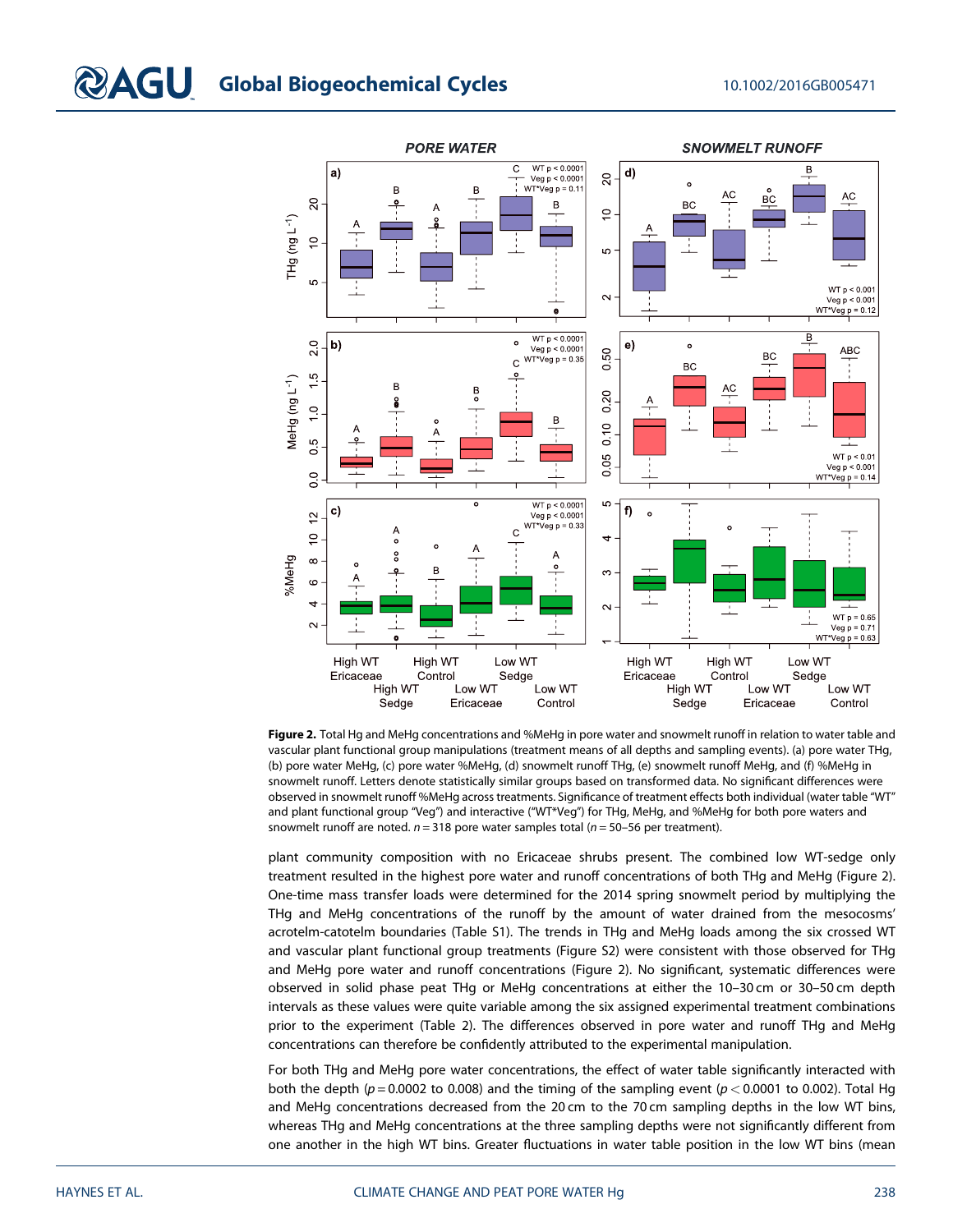**Figure 2.** Total Hg and MeHg concentrations and %MeHg in pore water and snowmelt runoff in relation to water table and vascular plant functional group manipulations (treatment means of all depths and sampling events). (a) pore water THg, (b) pore water MeHg, (c) pore water %MeHg, (d) snowmelt runoff THg, (e) snowmelt runoff MeHg, and (f) %MeHg in snowmelt runoff. Letters denote statistically similar groups based on transformed data. No significant differences were observed in snowmelt runoff %MeHg across treatments. Significance of treatment effects both individual (water table "WT" and plant functional group "Veg") and interactive ("WT*Veg") for THg, MeHg, and %MeHg for both pore waters and snowmelt runoff are noted. $n = 318$ pore water samples total ($n = 50$–$56$ per treatment).

plant community composition with no Ericaceae shrubs present. The combined low WT-sedge only treatment resulted in the highest pore water and runoff concentrations of both THg and MeHg (Figure 2). One-time mass transfer loads were determined for the 2014 spring snowmelt period by multiplying the THg and MeHg concentrations of the runoff by the amount of water drained from the mesocosms' acrotelm-catotelm boundaries (Table S1). The trends in THg and MeHg loads among the six crossed WT and vascular plant functional group treatments (Figure S2) were consistent with those observed for THg and MeHg pore water and runoff concentrations (Figure 2). No significant, systematic differences were observed in solid phase peat THg or MeHg concentrations at either the 10–30 cm or 30–50 cm depth intervals as these values were quite variable among the six assigned experimental treatment combinations prior to the experiment (Table 2). The differences observed in pore water and runoff THg and MeHg concentrations can therefore be confidently attributed to the experimental manipulation.

For both THg and MeHg pore water concentrations, the effect of water table significantly interacted with both the depth ($p = 0.0002$ to $0.008$) and the timing of the sampling event ($p < 0.0001$ to $0.002$). Total Hg and MeHg concentrations decreased from the 20 cm to the 70 cm sampling depths in the low WT bins, whereas THg and MeHg concentrations at the three sampling depths were not significantly different from one another in the high WT bins. Greater fluctuations in water table position in the low WT bins (mean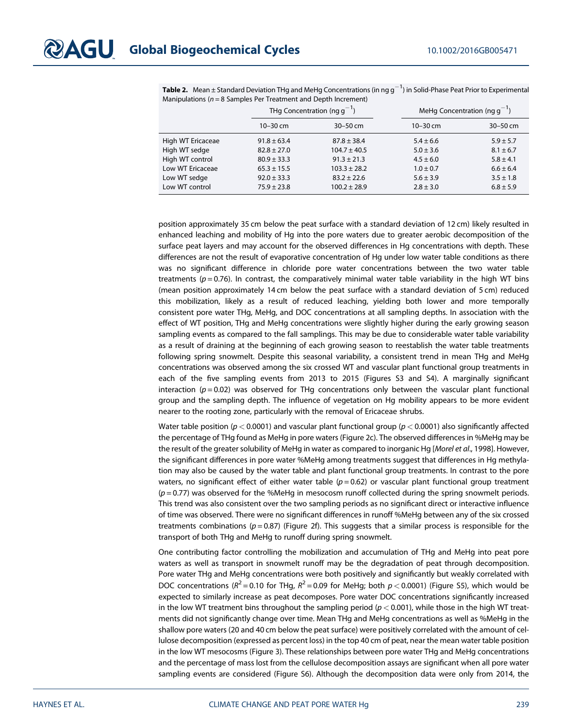**Table 2.** Mean ± Standard Deviation THg and MeHg Concentrations (in ng $g^{-1}$) in Solid-Phase Peat Prior to Experimental Manipulations ($n = 8$ Samples Per Treatment and Depth Increment)

| | THg Concentration (ng $g^{-1}$) | | MeHg Concentration (ng $g^{-1}$) | |
|---|---|---|---|---|
| | 10–30 cm | 30–50 cm | 10–30 cm | 30–50 cm |
| High WT Ericaceae | 91.8 ± 63.4 | 87.8 ± 38.4 | 5.4 ± 6.6 | 5.9 ± 5.7 |
| High WT sedge | 82.8 ± 27.0 | 104.7 ± 40.5 | 5.0 ± 3.6 | 8.1 ± 6.7 |
| High WT control | 80.9 ± 33.3 | 91.3 ± 21.3 | 4.5 ± 6.0 | 5.8 ± 4.1 |
| Low WT Ericaceae | 65.3 ± 15.5 | 103.3 ± 28.2 | 1.0 ± 0.7 | 6.6 ± 6.4 |
| Low WT sedge | 92.0 ± 33.3 | 83.2 ± 22.6 | 5.6 ± 3.9 | 3.5 ± 1.8 |
| Low WT control | 75.9 ± 23.8 | 100.2 ± 28.9 | 2.8 ± 3.0 | 6.8 ± 5.9 |

position approximately 35 cm below the peat surface with a standard deviation of 12 cm) likely resulted in enhanced leaching and mobility of Hg into the pore waters due to greater aerobic decomposition of the surface peat layers and may account for the observed differences in Hg concentrations with depth. These differences are not the result of evaporative concentration of Hg under low water table conditions as there was no significant difference in chloride pore water concentrations between the two water table treatments ($p = 0.76$). In contrast, the comparatively minimal water table variability in the high WT bins (mean position approximately 14 cm below the peat surface with a standard deviation of 5 cm) reduced this mobilization, likely as a result of reduced leaching, yielding both lower and more temporally consistent pore water THg, MeHg, and DOC concentrations at all sampling depths. In association with the effect of WT position, THg and MeHg concentrations were slightly higher during the early growing season sampling events as compared to the fall samplings. This may be due to considerable water table variability as a result of draining at the beginning of each growing season to reestablish the water table treatments following spring snowmelt. Despite this seasonal variability, a consistent trend in mean THg and MeHg concentrations was observed among the six crossed WT and vascular plant functional group treatments in each of the five sampling events from 2013 to 2015 (Figures S3 and S4). A marginally significant interaction ($p = 0.02$) was observed for THg concentrations only between the vascular plant functional group and the sampling depth. The influence of vegetation on Hg mobility appears to be more evident nearer to the rooting zone, particularly with the removal of Ericaceae shrubs.

Water table position ($p < 0.0001$) and vascular plant functional group ($p < 0.0001$) also significantly affected the percentage of THg found as MeHg in pore waters (Figure 2c). The observed differences in %MeHg may be the result of the greater solubility of MeHg in water as compared to inorganic Hg [*Morel et al.*, 1998]. However, the significant differences in pore water %MeHg among treatments suggest that differences in Hg methylation may also be caused by the water table and plant functional group treatments. In contrast to the pore waters, no significant effect of either water table ($p = 0.62$) or vascular plant functional group treatment ($p = 0.77$) was observed for the %MeHg in mesocosm runoff collected during the spring snowmelt periods. This trend was also consistent over the two sampling periods as no significant direct or interactive influence of time was observed. There were no significant differences in runoff %MeHg between any of the six crossed treatments combinations ($p = 0.87$) (Figure 2f). This suggests that a similar process is responsible for the transport of both THg and MeHg to runoff during spring snowmelt.

One contributing factor controlling the mobilization and accumulation of THg and MeHg into peat pore waters as well as transport in snowmelt runoff may be the degradation of peat through decomposition. Pore water THg and MeHg concentrations were both positively and significantly but weakly correlated with DOC concentrations ($R^2 = 0.10$ for THg, $R^2 = 0.09$ for MeHg; both $p < 0.0001$) (Figure S5), which would be expected to similarly increase as peat decomposes. Pore water DOC concentrations significantly increased in the low WT treatment bins throughout the sampling period ($p < 0.001$), while those in the high WT treatments did not significantly change over time. Mean THg and MeHg concentrations as well as %MeHg in the shallow pore waters (20 and 40 cm below the peat surface) were positively correlated with the amount of cellulose decomposition (expressed as percent loss) in the top 40 cm of peat, near the mean water table position in the low WT mesocosms (Figure 3). These relationships between pore water THg and MeHg concentrations and the percentage of mass lost from the cellulose decomposition assays are significant when all pore water sampling events are considered (Figure S6). Although the decomposition data were only from 2014, the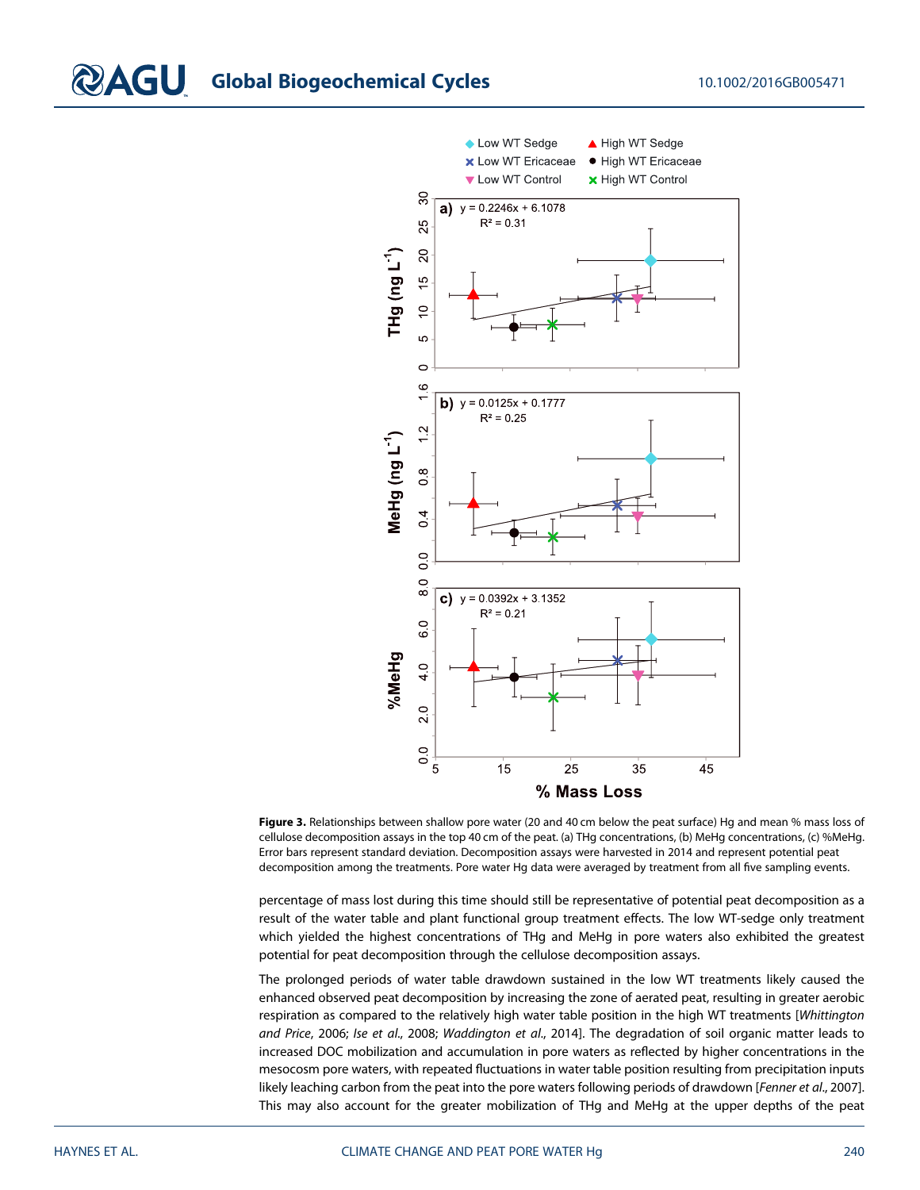**Figure 3.** Relationships between shallow pore water (20 and 40 cm below the peat surface) Hg and mean % mass loss of cellulose decomposition assays in the top 40 cm of the peat. (a) THg concentrations, (b) MeHg concentrations, (c) %MeHg. Error bars represent standard deviation. Decomposition assays were harvested in 2014 and represent potential peat decomposition among the treatments. Pore water Hg data were averaged by treatment from all five sampling events.

percentage of mass lost during this time should still be representative of potential peat decomposition as a result of the water table and plant functional group treatment effects. The low WT-sedge only treatment which yielded the highest concentrations of THg and MeHg in pore waters also exhibited the greatest potential for peat decomposition through the cellulose decomposition assays.

The prolonged periods of water table drawdown sustained in the low WT treatments likely caused the enhanced observed peat decomposition by increasing the zone of aerated peat, resulting in greater aerobic respiration as compared to the relatively high water table position in the high WT treatments [*Whittington and Price*, 2006; *Ise et al.*, 2008; *Waddington et al.*, 2014]. The degradation of soil organic matter leads to increased DOC mobilization and accumulation in pore waters as reflected by higher concentrations in the mesocosm pore waters, with repeated fluctuations in water table position resulting from precipitation inputs likely leaching carbon from the peat into the pore waters following periods of drawdown [*Fenner et al.*, 2007]. This may also account for the greater mobilization of THg and MeHg at the upper depths of the peat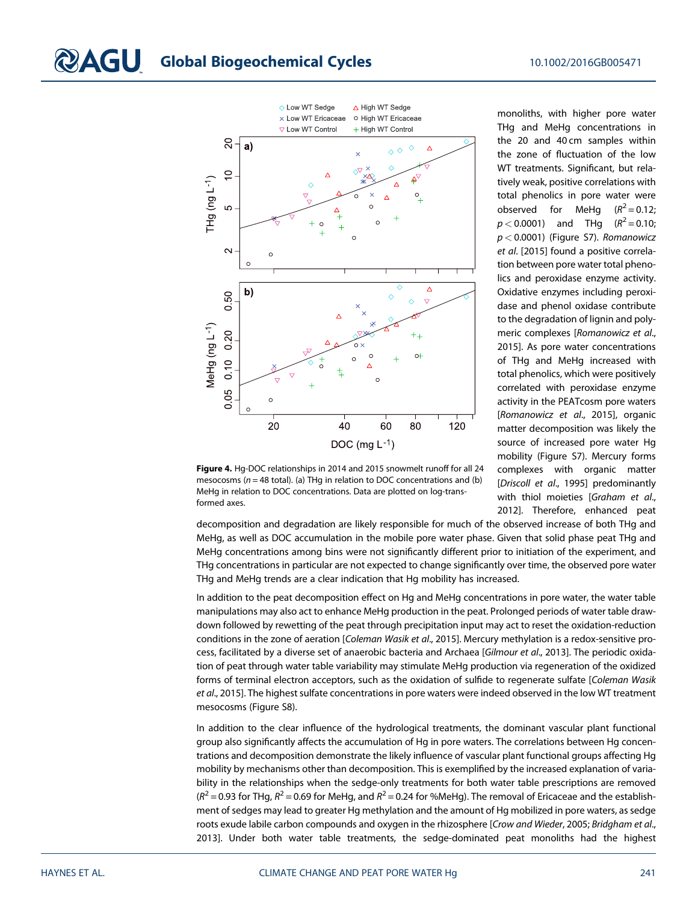**Figure 4.** Hg-DOC relationships in 2014 and 2015 snowmelt runoff for all 24 mesocosms ($n = 48$ total). (a) THg in relation to DOC concentrations and (b) MeHg in relation to DOC concentrations. Data are plotted on log-transformed axes.

monoliths, with higher pore water THg and MeHg concentrations in the 20 and 40 cm samples within the zone of fluctuation of the low WT treatments. Significant, but relatively weak, positive correlations with total phenolics in pore water were observed for MeHg ($R^2 = 0.12$; $p < 0.0001$) and THg ($R^2 = 0.10$; $p < 0.0001$) (Figure S7). *Romanowicz et al.* [2015] found a positive correlation between pore water total phenolics and peroxidase enzyme activity. Oxidative enzymes including peroxidase and phenol oxidase contribute to the degradation of lignin and polymeric complexes [*Romanowicz et al.*, 2015]. As pore water concentrations of THg and MeHg increased with total phenolics, which were positively correlated with peroxidase enzyme activity in the PEATcosm pore waters [*Romanowicz et al.*, 2015], organic matter decomposition was likely the source of increased pore water Hg mobility (Figure S7). Mercury forms complexes with organic matter [*Driscoll et al.*, 1995] predominantly with thiol moieties [*Graham et al.*, 2012]. Therefore, enhanced peat decomposition and degradation are likely responsible for much of the observed increase of both THg and MeHg, as well as DOC accumulation in the mobile pore water phase. Given that solid phase peat THg and MeHg concentrations among bins were not significantly different prior to initiation of the experiment, and THg concentrations in particular are not expected to change significantly over time, the observed pore water THg and MeHg trends are a clear indication that Hg mobility has increased.

In addition to the peat decomposition effect on Hg and MeHg concentrations in pore water, the water table manipulations may also act to enhance MeHg production in the peat. Prolonged periods of water table drawdown followed by rewetting of the peat through precipitation input may act to reset the oxidation-reduction conditions in the zone of aeration [*Coleman Wasik et al.*, 2015]. Mercury methylation is a redox-sensitive process, facilitated by a diverse set of anaerobic bacteria and Archaea [*Gilmour et al.*, 2013]. The periodic oxidation of peat through water table variability may stimulate MeHg production via regeneration of the oxidized forms of terminal electron acceptors, such as the oxidation of sulfide to regenerate sulfate [*Coleman Wasik et al.*, 2015]. The highest sulfate concentrations in pore waters were indeed observed in the low WT treatment mesocosms (Figure S8).

In addition to the clear influence of the hydrological treatments, the dominant vascular plant functional group also significantly affects the accumulation of Hg in pore waters. The correlations between Hg concentrations and decomposition demonstrate the likely influence of vascular plant functional groups affecting Hg mobility by mechanisms other than decomposition. This is exemplified by the increased explanation of variability in the relationships when the sedge-only treatments for both water table prescriptions are removed ($R^2 = 0.93$ for THg, $R^2 = 0.69$ for MeHg, and $R^2 = 0.24$ for %MeHg). The removal of Ericaceae and the establishment of sedges may lead to greater Hg methylation and the amount of Hg mobilized in pore waters, as sedge roots exude labile carbon compounds and oxygen in the rhizosphere [*Crow and Wieder*, 2005; *Bridgham et al.*, 2013]. Under both water table treatments, the sedge-dominated peat monoliths had the highest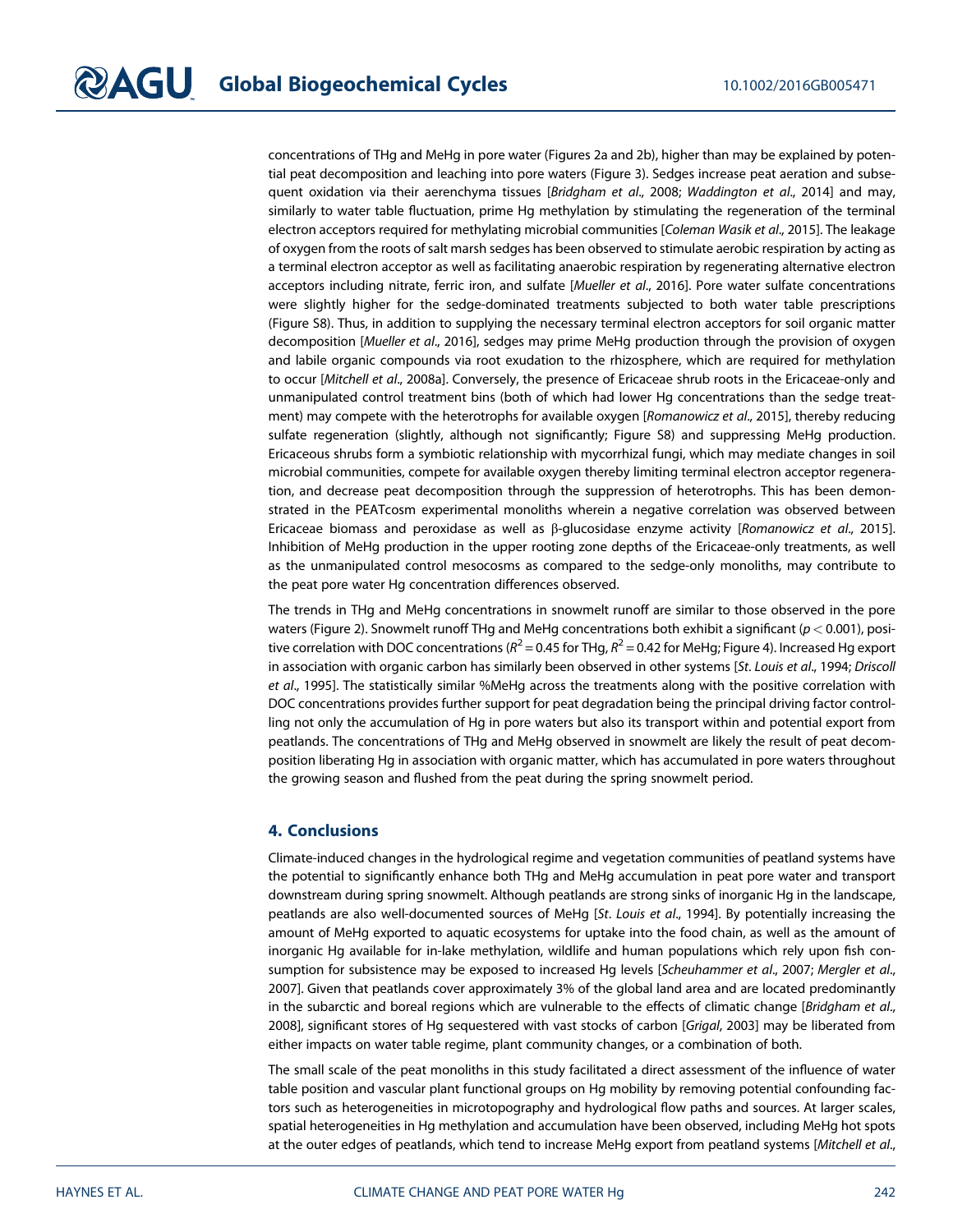concentrations of THg and MeHg in pore water (Figures 2a and 2b), higher than may be explained by potential peat decomposition and leaching into pore waters (Figure 3). Sedges increase peat aeration and subsequent oxidation via their aerenchyma tissues [*Bridgham et al*., 2008; *Waddington et al*., 2014] and may, similarly to water table fluctuation, prime Hg methylation by stimulating the regeneration of the terminal electron acceptors required for methylating microbial communities [*Coleman Wasik et al*., 2015]. The leakage of oxygen from the roots of salt marsh sedges has been observed to stimulate aerobic respiration by acting as a terminal electron acceptor as well as facilitating anaerobic respiration by regenerating alternative electron acceptors including nitrate, ferric iron, and sulfate [*Mueller et al*., 2016]. Pore water sulfate concentrations were slightly higher for the sedge-dominated treatments subjected to both water table prescriptions (Figure S8). Thus, in addition to supplying the necessary terminal electron acceptors for soil organic matter decomposition [*Mueller et al*., 2016], sedges may prime MeHg production through the provision of oxygen and labile organic compounds via root exudation to the rhizosphere, which are required for methylation to occur [*Mitchell et al*., 2008a]. Conversely, the presence of Ericaceae shrub roots in the Ericaceae-only and unmanipulated control treatment bins (both of which had lower Hg concentrations than the sedge treatment) may compete with the heterotrophs for available oxygen [*Romanowicz et al*., 2015], thereby reducing sulfate regeneration (slightly, although not significantly; Figure S8) and suppressing MeHg production. Ericaceous shrubs form a symbiotic relationship with mycorrhizal fungi, which may mediate changes in soil microbial communities, compete for available oxygen thereby limiting terminal electron acceptor regeneration, and decrease peat decomposition through the suppression of heterotrophs. This has been demonstrated in the PEATcosm experimental monoliths wherein a negative correlation was observed between Ericaceae biomass and peroxidase as well as β-glucosidase enzyme activity [*Romanowicz et al*., 2015]. Inhibition of MeHg production in the upper rooting zone depths of the Ericaceae-only treatments, as well as the unmanipulated control mesocosms as compared to the sedge-only monoliths, may contribute to the peat pore water Hg concentration differences observed.

The trends in THg and MeHg concentrations in snowmelt runoff are similar to those observed in the pore waters (Figure 2). Snowmelt runoff THg and MeHg concentrations both exhibit a significant ($p < 0.001$), positive correlation with DOC concentrations ($R^2 = 0.45$ for THg, $R^2 = 0.42$ for MeHg; Figure 4). Increased Hg export in association with organic carbon has similarly been observed in other systems [*St. Louis et al*., 1994; *Driscoll et al*., 1995]. The statistically similar %MeHg across the treatments along with the positive correlation with DOC concentrations provides further support for peat degradation being the principal driving factor controlling not only the accumulation of Hg in pore waters but also its transport within and potential export from peatlands. The concentrations of THg and MeHg observed in snowmelt are likely the result of peat decomposition liberating Hg in association with organic matter, which has accumulated in pore waters throughout the growing season and flushed from the peat during the spring snowmelt period.

## 4. Conclusions

Climate-induced changes in the hydrological regime and vegetation communities of peatland systems have the potential to significantly enhance both THg and MeHg accumulation in peat pore water and transport downstream during spring snowmelt. Although peatlands are strong sinks of inorganic Hg in the landscape, peatlands are also well-documented sources of MeHg [*St. Louis et al*., 1994]. By potentially increasing the amount of MeHg exported to aquatic ecosystems for uptake into the food chain, as well as the amount of inorganic Hg available for in-lake methylation, wildlife and human populations which rely upon fish consumption for subsistence may be exposed to increased Hg levels [*Scheuhammer et al*., 2007; *Mergler et al*., 2007]. Given that peatlands cover approximately 3% of the global land area and are located predominantly in the subarctic and boreal regions which are vulnerable to the effects of climatic change [*Bridgham et al*., 2008], significant stores of Hg sequestered with vast stocks of carbon [*Grigal*, 2003] may be liberated from either impacts on water table regime, plant community changes, or a combination of both.

The small scale of the peat monoliths in this study facilitated a direct assessment of the influence of water table position and vascular plant functional groups on Hg mobility by removing potential confounding factors such as heterogeneities in microtopography and hydrological flow paths and sources. At larger scales, spatial heterogeneities in Hg methylation and accumulation have been observed, including MeHg hot spots at the outer edges of peatlands, which tend to increase MeHg export from peatland systems [*Mitchell et al*.,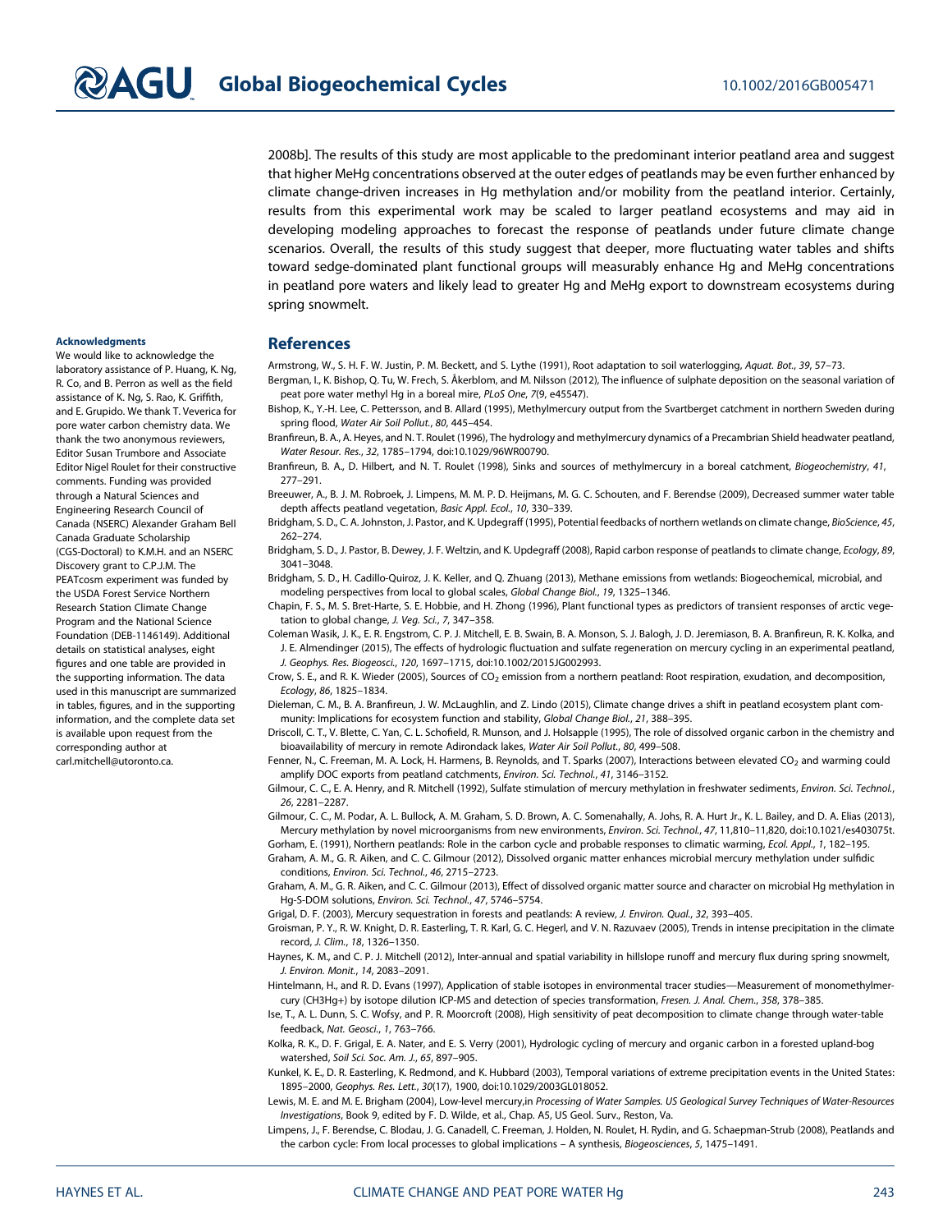2008b]. The results of this study are most applicable to the predominant interior peatland area and suggest that higher MeHg concentrations observed at the outer edges of peatlands may be even further enhanced by climate change-driven increases in Hg methylation and/or mobility from the peatland interior. Certainly, results from this experimental work may be scaled to larger peatland ecosystems and may aid in developing modeling approaches to forecast the response of peatlands under future climate change scenarios. Overall, the results of this study suggest that deeper, more fluctuating water tables and shifts toward sedge-dominated plant functional groups will measurably enhance Hg and MeHg concentrations in peatland pore waters and likely lead to greater Hg and MeHg export to downstream ecosystems during spring snowmelt.

#### Acknowledgments

We would like to acknowledge the laboratory assistance of P. Huang, K. Ng, R. Co, and B. Perron as well as the field assistance of K. Ng, S. Rao, K. Griffith, and E. Grupido. We thank T. Veverica for pore water carbon chemistry data. We thank the two anonymous reviewers, Editor Susan Trumbore and Associate Editor Nigel Roulet for their constructive comments. Funding was provided through a Natural Sciences and Engineering Research Council of Canada (NSERC) Alexander Graham Bell Canada Graduate Scholarship (CGS-Doctoral) to K.M.H. and an NSERC Discovery grant to C.P.J.M. The PEATcosm experiment was funded by the USDA Forest Service Northern Research Station Climate Change Program and the National Science Foundation (DEB-1146149). Additional details on statistical analyses, eight figures and one table are provided in the supporting information. The data used in this manuscript are summarized in tables, figures, and in the supporting information, and the complete data set is available upon request from the corresponding author at carl.mitchell@utoronto.ca.

## References

Armstrong, W., S. H. F. W. Justin, P. M. Beckett, and S. Lythe (1991), Root adaptation to soil waterlogging, *Aquat. Bot.*, *39*, 57–73.

Bergman, I., K. Bishop, Q. Tu, W. Frech, S. Åkerblom, and M. Nilsson (2012), The influence of sulphate deposition on the seasonal variation of peat pore water methyl Hg in a boreal mire, *PLoS One*, *7*(9, e45547).

Bishop, K., Y.-H. Lee, C. Pettersson, and B. Allard (1995), Methylmercury output from the Svartberget catchment in northern Sweden during spring flood, *Water Air Soil Pollut.*, *80*, 445–454.

Branfireun, B. A., A. Heyes, and N. T. Roulet (1996), The hydrology and methylmercury dynamics of a Precambrian Shield headwater peatland, *Water Resour. Res.*, *32*, 1785–1794, doi:10.1029/96WR00790.

Branfireun, B. A., D. Hilbert, and N. T. Roulet (1998), Sinks and sources of methylmercury in a boreal catchment, *Biogeochemistry*, *41*, 277–291.

Breeuwer, A., B. J. M. Robroek, J. Limpens, M. M. P. D. Heijmans, M. G. C. Schouten, and F. Berendse (2009), Decreased summer water table depth affects peatland vegetation, *Basic Appl. Ecol.*, *10*, 330–339.

Bridgham, S. D., C. A. Johnston, J. Pastor, and K. Updegraff (1995), Potential feedbacks of northern wetlands on climate change, *BioScience*, *45*, 262–274.

Bridgham, S. D., J. Pastor, B. Dewey, J. F. Weltzin, and K. Updegraff (2008), Rapid carbon response of peatlands to climate change, *Ecology*, *89*, 3041–3048.

Bridgham, S. D., H. Cadillo-Quiroz, J. K. Keller, and Q. Zhuang (2013), Methane emissions from wetlands: Biogeochemical, microbial, and modeling perspectives from local to global scales, *Global Change Biol.*, *19*, 1325–1346.

Chapin, F. S., M. S. Bret-Harte, S. E. Hobbie, and H. Zhong (1996), Plant functional types as predictors of transient responses of arctic vegetation to global change, *J. Veg. Sci.*, *7*, 347–358.

Coleman Wasik, J. K., E. R. Engstrom, C. P. J. Mitchell, E. B. Swain, B. A. Monson, S. J. Balogh, J. D. Jeremiason, B. A. Branfireun, R. K. Kolka, and J. E. Almendinger (2015), The effects of hydrologic fluctuation and sulfate regeneration on mercury cycling in an experimental peatland, *J. Geophys. Res. Biogeosci.*, *120*, 1697–1715, doi:10.1002/2015JG002993.

Crow, S. E., and R. K. Wieder (2005), Sources of $CO_2$ emission from a northern peatland: Root respiration, exudation, and decomposition, *Ecology*, *86*, 1825–1834.

Dieleman, C. M., B. A. Branfireun, J. W. McLaughlin, and Z. Lindo (2015), Climate change drives a shift in peatland ecosystem plant community: Implications for ecosystem function and stability, *Global Change Biol.*, *21*, 388–395.

Driscoll, C. T., V. Blette, C. Yan, C. L. Schofield, R. Munson, and J. Holsapple (1995), The role of dissolved organic carbon in the chemistry and bioavailability of mercury in remote Adirondack lakes, *Water Air Soil Pollut.*, *80*, 499–508.

Fenner, N., C. Freeman, M. A. Lock, H. Harmens, B. Reynolds, and T. Sparks (2007), Interactions between elevated $CO_2$ and warming could amplify DOC exports from peatland catchments, *Environ. Sci. Technol.*, *41*, 3146–3152.

Gilmour, C. C., E. A. Henry, and R. Mitchell (1992), Sulfate stimulation of mercury methylation in freshwater sediments, *Environ. Sci. Technol.*, *26*, 2281–2287.

Gilmour, C. C., M. Podar, A. L. Bullock, A. M. Graham, S. D. Brown, A. C. Somenahally, A. Johs, R. A. Hurt Jr., K. L. Bailey, and D. A. Elias (2013), Mercury methylation by novel microorganisms from new environments, *Environ. Sci. Technol.*, *47*, 11,810–11,820, doi:10.1021/es403075t.

Gorham, E. (1991), Northern peatlands: Role in the carbon cycle and probable responses to climatic warming, *Ecol. Appl.*, *1*, 182–195.

Graham, A. M., G. R. Aiken, and C. C. Gilmour (2012), Dissolved organic matter enhances microbial mercury methylation under sulfidic conditions, *Environ. Sci. Technol.*, *46*, 2715–2723.

Graham, A. M., G. R. Aiken, and C. C. Gilmour (2013), Effect of dissolved organic matter source and character on microbial Hg methylation in Hg-S-DOM solutions, *Environ. Sci. Technol.*, *47*, 5746–5754.

Grigal, D. F. (2003), Mercury sequestration in forests and peatlands: A review, *J. Environ. Qual.*, *32*, 393–405.

Groisman, P. Y., R. W. Knight, D. R. Easterling, T. R. Karl, G. C. Hegerl, and V. N. Razuvaev (2005), Trends in intense precipitation in the climate record, *J. Clim.*, *18*, 1326–1350.

Haynes, K. M., and C. P. J. Mitchell (2012), Inter-annual and spatial variability in hillslope runoff and mercury flux during spring snowmelt, *J. Environ. Monit.*, *14*, 2083–2091.

Hintelmann, H., and R. D. Evans (1997), Application of stable isotopes in environmental tracer studies—Measurement of monomethylmercury ($CH_3Hg^+$) by isotope dilution ICP-MS and detection of species transformation, *Fresen. J. Anal. Chem.*, *358*, 378–385.

Ise, T., A. L. Dunn, S. C. Wofsy, and P. R. Moorcroft (2008), High sensitivity of peat decomposition to climate change through water-table feedback, *Nat. Geosci.*, *1*, 763–766.

Kolka, R. K., D. F. Grigal, E. A. Nater, and E. S. Verry (2001), Hydrologic cycling of mercury and organic carbon in a forested upland-bog watershed, *Soil Sci. Soc. Am. J.*, *65*, 897–905.

Kunkel, K. E., D. R. Easterling, K. Redmond, and K. Hubbard (2003), Temporal variations of extreme precipitation events in the United States: 1895–2000, *Geophys. Res. Lett.*, *30*(17), 1900, doi:10.1029/2003GL018052.

Lewis, M. E. and M. E. Brigham (2004), Low-level mercury,in *Processing of Water Samples. US Geological Survey Techniques of Water-Resources Investigations*, Book 9, edited by F. D. Wilde, et al., Chap. A5, US Geol. Surv., Reston, Va.

Limpens, J., F. Berendse, C. Blodau, J. G. Canadell, C. Freeman, J. Holden, N. Roulet, H. Rydin, and G. Schaepman-Strub (2008), Peatlands and the carbon cycle: From local processes to global implications – A synthesis, *Biogeosciences*, *5*, 1475–1491.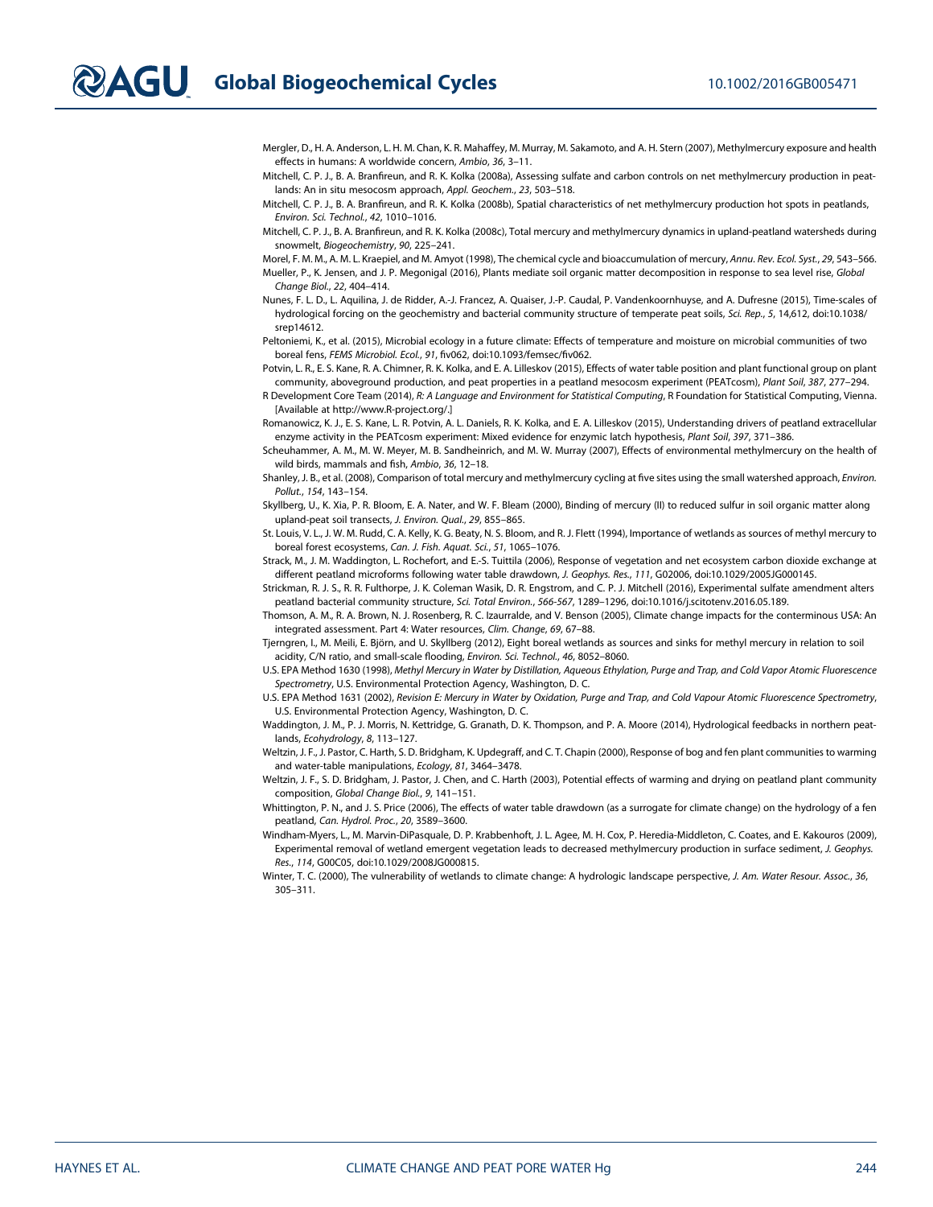Mergler, D., H. A. Anderson, L. H. M. Chan, K. R. Mahaffey, M. Murray, M. Sakamoto, and A. H. Stern (2007), Methylmercury exposure and health effects in humans: A worldwide concern, *Ambio*, *36*, 3–11.

Mitchell, C. P. J., B. A. Branfireun, and R. K. Kolka (2008a), Assessing sulfate and carbon controls on net methylmercury production in peatlands: An in situ mesocosm approach, *Appl. Geochem.*, *23*, 503–518.

Mitchell, C. P. J., B. A. Branfireun, and R. K. Kolka (2008b), Spatial characteristics of net methylmercury production hot spots in peatlands, *Environ. Sci. Technol.*, *42*, 1010–1016.

Mitchell, C. P. J., B. A. Branfireun, and R. K. Kolka (2008c), Total mercury and methylmercury dynamics in upland-peatland watersheds during snowmelt, *Biogeochemistry*, *90*, 225–241.

Morel, F. M. M., A. M. L. Kraepiel, and M. Amyot (1998), The chemical cycle and bioaccumulation of mercury, *Annu. Rev. Ecol. Syst.*, *29*, 543–566.

Mueller, P., K. Jensen, and J. P. Megonigal (2016), Plants mediate soil organic matter decomposition in response to sea level rise, *Global Change Biol.*, *22*, 404–414.

Nunes, F. L. D., L. Aquilina, J. de Ridder, A.-J. Francez, A. Quaiser, J.-P. Caudal, P. Vandenkoornhuyse, and A. Dufresne (2015), Time-scales of hydrological forcing on the geochemistry and bacterial community structure of temperate peat soils, *Sci. Rep.*, *5*, 14,612, doi:10.1038/srep14612.

Peltoniemi, K., et al. (2015), Microbial ecology in a future climate: Effects of temperature and moisture on microbial communities of two boreal fens, *FEMS Microbiol. Ecol.*, *91*, fiv062, doi:10.1093/femsec/fiv062.

Potvin, L. R., E. S. Kane, R. A. Chimner, R. K. Kolka, and E. A. Lilleskov (2015), Effects of water table position and plant functional group on plant community, aboveground production, and peat properties in a peatland mesocosm experiment (PEATcosm), *Plant Soil*, *387*, 277–294.

R Development Core Team (2014), *R: A Language and Environment for Statistical Computing*, R Foundation for Statistical Computing, Vienna. [Available at http://www.R-project.org/.]

Romanowicz, K. J., E. S. Kane, L. R. Potvin, A. L. Daniels, R. K. Kolka, and E. A. Lilleskov (2015), Understanding drivers of peatland extracellular enzyme activity in the PEATcosm experiment: Mixed evidence for enzymic latch hypothesis, *Plant Soil*, *397*, 371–386.

Scheuhammer, A. M., M. W. Meyer, M. B. Sandheinrich, and M. W. Murray (2007), Effects of environmental methylmercury on the health of wild birds, mammals and fish, *Ambio*, *36*, 12–18.

Shanley, J. B., et al. (2008), Comparison of total mercury and methylmercury cycling at five sites using the small watershed approach, *Environ. Pollut.*, *154*, 143–154.

Skyllberg, U., K. Xia, P. R. Bloom, E. A. Nater, and W. F. Bleam (2000), Binding of mercury (II) to reduced sulfur in soil organic matter along upland-peat soil transects, *J. Environ. Qual.*, *29*, 855–865.

St. Louis, V. L., J. W. M. Rudd, C. A. Kelly, K. G. Beaty, N. S. Bloom, and R. J. Flett (1994), Importance of wetlands as sources of methyl mercury to boreal forest ecosystems, *Can. J. Fish. Aquat. Sci.*, *51*, 1065–1076.

Strack, M., J. M. Waddington, L. Rochefort, and E.-S. Tuittila (2006), Response of vegetation and net ecosystem carbon dioxide exchange at different peatland microforms following water table drawdown, *J. Geophys. Res.*, *111*, G02006, doi:10.1029/2005JG000145.

Strickman, R. J. S., R. R. Fulthorpe, J. K. Coleman Wasik, D. R. Engstrom, and C. P. J. Mitchell (2016), Experimental sulfate amendment alters peatland bacterial community structure, *Sci. Total Environ.*, *566-567*, 1289–1296, doi:10.1016/j.scitotenv.2016.05.189.

Thomson, A. M., R. A. Brown, N. J. Rosenberg, R. C. Izaurralde, and V. Benson (2005), Climate change impacts for the conterminous USA: An integrated assessment. Part 4: Water resources, *Clim. Change*, *69*, 67–88.

Tjerngren, I., M. Meili, E. Björn, and U. Skyllberg (2012), Eight boreal wetlands as sources and sinks for methyl mercury in relation to soil acidity, C/N ratio, and small-scale flooding, *Environ. Sci. Technol.*, *46*, 8052–8060.

U.S. EPA Method 1630 (1998), *Methyl Mercury in Water by Distillation, Aqueous Ethylation, Purge and Trap, and Cold Vapor Atomic Fluorescence Spectrometry*, U.S. Environmental Protection Agency, Washington, D. C.

U.S. EPA Method 1631 (2002), *Revision E: Mercury in Water by Oxidation, Purge and Trap, and Cold Vapour Atomic Fluorescence Spectrometry*, U.S. Environmental Protection Agency, Washington, D. C.

Waddington, J. M., P. J. Morris, N. Kettridge, G. Granath, D. K. Thompson, and P. A. Moore (2014), Hydrological feedbacks in northern peatlands, *Ecohydrology*, *8*, 113–127.

Weltzin, J. F., J. Pastor, C. Harth, S. D. Bridgham, K. Updegraff, and C. T. Chapin (2000), Response of bog and fen plant communities to warming and water-table manipulations, *Ecology*, *81*, 3464–3478.

Weltzin, J. F., S. D. Bridgham, J. Pastor, J. Chen, and C. Harth (2003), Potential effects of warming and drying on peatland plant community composition, *Global Change Biol.*, *9*, 141–151.

Whittington, P. N., and J. S. Price (2006), The effects of water table drawdown (as a surrogate for climate change) on the hydrology of a fen peatland, *Can. Hydrol. Proc.*, *20*, 3589–3600.

Windham-Myers, L., M. Marvin-DiPasquale, D. P. Krabbenhoft, J. L. Agee, M. H. Cox, P. Heredia-Middleton, C. Coates, and E. Kakouros (2009), Experimental removal of wetland emergent vegetation leads to decreased methylmercury production in surface sediment, *J. Geophys. Res.*, *114*, G00C05, doi:10.1029/2008JG000815.

Winter, T. C. (2000), The vulnerability of wetlands to climate change: A hydrologic landscape perspective, *J. Am. Water Resour. Assoc.*, *36*, 305–311.